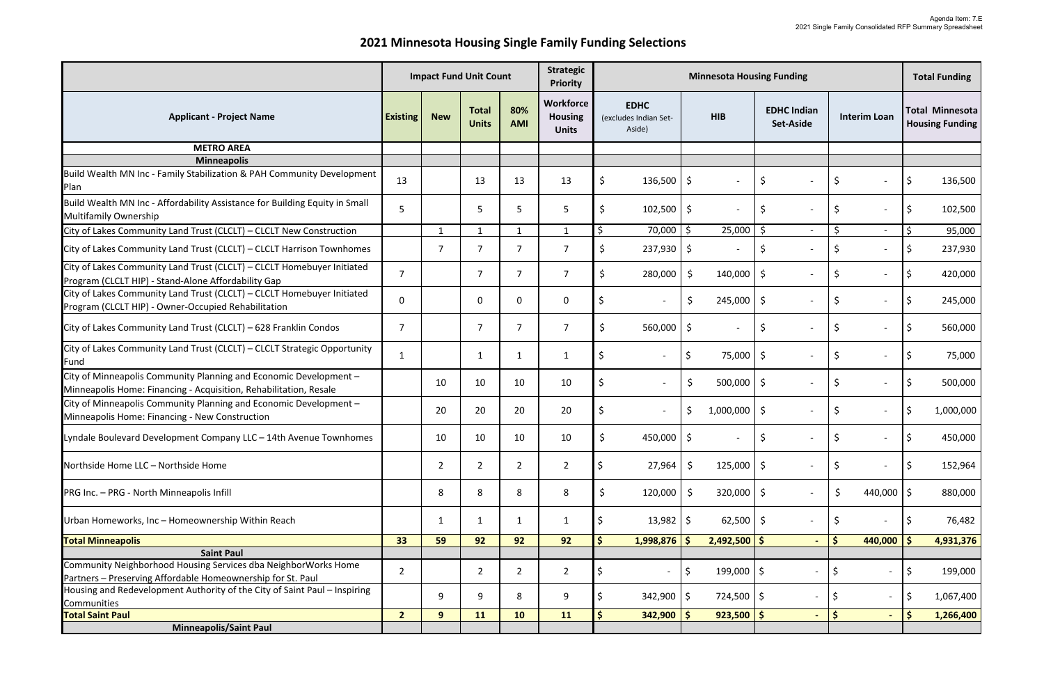# 2021 Minnesota Housing Single Family Funding Selections

| | Impact Fund Unit Count | | | | Strategic Priority | Minnesota Housing Funding | | | | Total Funding |
|---|---|---|---|---|---|---|---|---|---|---|
| **Applicant - Project Name** | **Existing** | **New** | **Total Units** | **80% AMI** | **Workforce Housing Units** | **EDHC** (excludes Indian Set-Aside) | **HIB** | **EDHC Indian Set-Aside** | **Interim Loan** | **Total Minnesota Housing Funding** |
| **METRO AREA** | | | | | | | | | | |
| **Minneapolis** | | | | | | | | | | |
| Build Wealth MN Inc - Family Stabilization & PAH Community Development Plan | 13 | | 13 | 13 | 13 | $ 136,500 | $ - | $ - | $ - | $ 136,500 |
| Build Wealth MN Inc - Affordability Assistance for Building Equity in Small Multifamily Ownership | 5 | | 5 | 5 | 5 | $ 102,500 | $ - | $ - | $ - | $ 102,500 |
| City of Lakes Community Land Trust (CLCLT) – CLCLT New Construction | | 1 | 1 | 1 | 1 | $ 70,000 | $ 25,000 | $ - | $ - | $ 95,000 |
| City of Lakes Community Land Trust (CLCLT) – CLCLT Harrison Townhomes | | 7 | 7 | 7 | 7 | $ 237,930 | $ - | $ - | $ - | $ 237,930 |
| City of Lakes Community Land Trust (CLCLT) – CLCLT Homebuyer Initiated Program (CLCLT HIP) - Stand-Alone Affordability Gap | 7 | | 7 | 7 | 7 | $ 280,000 | $ 140,000 | $ - | $ - | $ 420,000 |
| City of Lakes Community Land Trust (CLCLT) – CLCLT Homebuyer Initiated Program (CLCLT HIP) - Owner-Occupied Rehabilitation | 0 | | 0 | 0 | 0 | $ - | $ 245,000 | $ - | $ - | $ 245,000 |
| City of Lakes Community Land Trust (CLCLT) – 628 Franklin Condos | 7 | | 7 | 7 | 7 | $ 560,000 | $ - | $ - | $ - | $ 560,000 |
| City of Lakes Community Land Trust (CLCLT) – CLCLT Strategic Opportunity Fund | 1 | | 1 | 1 | 1 | $ - | $ 75,000 | $ - | $ - | $ 75,000 |
| City of Minneapolis Community Planning and Economic Development – Minneapolis Home: Financing - Acquisition, Rehabilitation, Resale | | 10 | 10 | 10 | 10 | $ - | $ 500,000 | $ - | $ - | $ 500,000 |
| City of Minneapolis Community Planning and Economic Development – Minneapolis Home: Financing - New Construction | | 20 | 20 | 20 | 20 | $ - | $ 1,000,000 | $ - | $ - | $ 1,000,000 |
| Lyndale Boulevard Development Company LLC – 14th Avenue Townhomes | | 10 | 10 | 10 | 10 | $ 450,000 | $ - | $ - | $ - | $ 450,000 |
| Northside Home LLC – Northside Home | | 2 | 2 | 2 | 2 | $ 27,964 | $ 125,000 | $ - | $ - | $ 152,964 |
| PRG Inc. – PRG - North Minneapolis Infill | | 8 | 8 | 8 | 8 | $ 120,000 | $ 320,000 | $ - | $ 440,000 | $ 880,000 |
| Urban Homeworks, Inc – Homeownership Within Reach | | 1 | 1 | 1 | 1 | $ 13,982 | $ 62,500 | $ - | $ - | $ 76,482 |
| **Total Minneapolis** | **33** | **59** | **92** | **92** | **92** | **$ 1,998,876** | **$ 2,492,500** | **$ -** | **$ 440,000** | **$ 4,931,376** |
| **Saint Paul** | | | | | | | | | | |
| Community Neighborhood Housing Services dba NeighborWorks Home Partners – Preserving Affordable Homeownership for St. Paul | 2 | | 2 | 2 | 2 | $ - | $ 199,000 | $ - | $ - | $ 199,000 |
| Housing and Redevelopment Authority of the City of Saint Paul – Inspiring Communities | | 9 | 9 | 8 | 9 | $ 342,900 | $ 724,500 | $ - | $ - | $ 1,067,400 |
| **Total Saint Paul** | **2** | **9** | **11** | **10** | **11** | **$ 342,900** | **$ 923,500** | **$ -** | **$ -** | **$ 1,266,400** |
| **Minneapolis/Saint Paul** | | | | | | | | | | |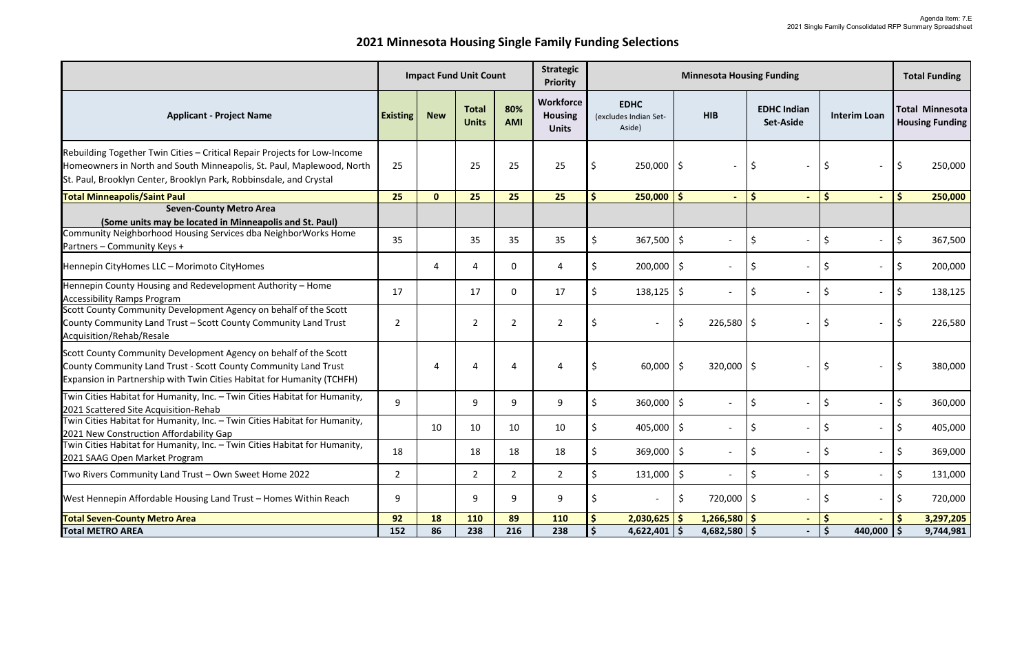Agenda Item: 7.E
2021 Single Family Consolidated RFP Summary Spreadsheet

# 2021 Minnesota Housing Single Family Funding Selections

| | Impact Fund Unit Count | | | | Strategic Priority | Minnesota Housing Funding | | | | Total Funding |
|---|---|---|---|---|---|---|---|---|---|---|
| **Applicant - Project Name** | **Existing** | **New** | **Total Units** | **80% AMI** | **Workforce Housing Units** | **EDHC** (excludes Indian Set-Aside) | **HIB** | **EDHC Indian Set-Aside** | **Interim Loan** | **Total Minnesota Housing Funding** |
| Rebuilding Together Twin Cities – Critical Repair Projects for Low-Income Homeowners in North and South Minneapolis, St. Paul, Maplewood, North St. Paul, Brooklyn Center, Brooklyn Park, Robbinsdale, and Crystal | 25 | | 25 | 25 | 25 | $ 250,000 | $ - | $ - | $ - | $ 250,000 |
| **Total Minneapolis/Saint Paul** | **25** | **0** | **25** | **25** | **25** | **$ 250,000** | **$ -** | **$ -** | **$ -** | **$ 250,000** |
| **Seven-County Metro Area (Some units may be located in Minneapolis and St. Paul)** | | | | | | | | | | |
| Community Neighborhood Housing Services dba NeighborWorks Home Partners – Community Keys + | 35 | | 35 | 35 | 35 | $ 367,500 | $ - | $ - | $ - | $ 367,500 |
| Hennepin CityHomes LLC – Morimoto CityHomes | | 4 | 4 | 0 | 4 | $ 200,000 | $ - | $ - | $ - | $ 200,000 |
| Hennepin County Housing and Redevelopment Authority – Home Accessibility Ramps Program | 17 | | 17 | 0 | 17 | $ 138,125 | $ - | $ - | $ - | $ 138,125 |
| Scott County Community Development Agency on behalf of the Scott County Community Land Trust – Scott County Community Land Trust Acquisition/Rehab/Resale | 2 | | 2 | 2 | 2 | $ - | $ 226,580 | $ - | $ - | $ 226,580 |
| Scott County Community Development Agency on behalf of the Scott County Community Land Trust - Scott County Community Land Trust Expansion in Partnership with Twin Cities Habitat for Humanity (TCHFH) | | 4 | 4 | 4 | 4 | $ 60,000 | $ 320,000 | $ - | $ - | $ 380,000 |
| Twin Cities Habitat for Humanity, Inc. – Twin Cities Habitat for Humanity, 2021 Scattered Site Acquisition-Rehab | 9 | | 9 | 9 | 9 | $ 360,000 | $ - | $ - | $ - | $ 360,000 |
| Twin Cities Habitat for Humanity, Inc. – Twin Cities Habitat for Humanity, 2021 New Construction Affordability Gap | | 10 | 10 | 10 | 10 | $ 405,000 | $ - | $ - | $ - | $ 405,000 |
| Twin Cities Habitat for Humanity, Inc. – Twin Cities Habitat for Humanity, 2021 SAAG Open Market Program | 18 | | 18 | 18 | 18 | $ 369,000 | $ - | $ - | $ - | $ 369,000 |
| Two Rivers Community Land Trust – Own Sweet Home 2022 | 2 | | 2 | 2 | 2 | $ 131,000 | $ - | $ - | $ - | $ 131,000 |
| West Hennepin Affordable Housing Land Trust – Homes Within Reach | 9 | | 9 | 9 | 9 | $ - | $ 720,000 | $ - | $ - | $ 720,000 |
| **Total Seven-County Metro Area** | **92** | **18** | **110** | **89** | **110** | **$ 2,030,625** | **$ 1,266,580** | **$ -** | **$ -** | **$ 3,297,205** |
| **Total METRO AREA** | **152** | **86** | **238** | **216** | **238** | **$ 4,622,401** | **$ 4,682,580** | **$ -** | **$ 440,000** | **$ 9,744,981** |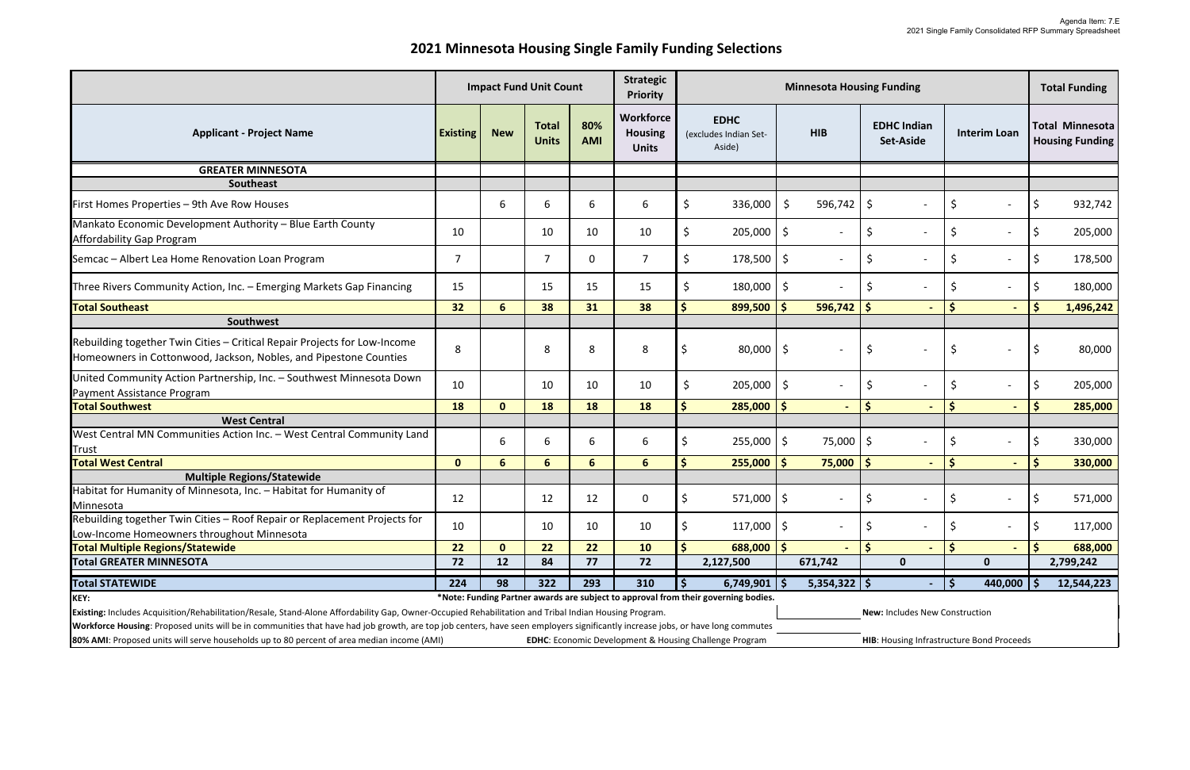# 2021 Minnesota Housing Single Family Funding Selections

| Applicant - Project Name | Impact Fund Unit Count | | | | Strategic Priority | Minnesota Housing Funding | | | | Total Funding |
|---|---|---|---|---|---|---|---|---|---|---|
| | Existing | New | Total Units | 80% AMI | Workforce Housing Units | EDHC (excludes Indian Set-Aside) | HIB | EDHC Indian Set-Aside | Interim Loan | Total Minnesota Housing Funding |
| **GREATER MINNESOTA** | | | | | | | | | | |
| **Southeast** | | | | | | | | | | |
| First Homes Properties – 9th Ave Row Houses | | 6 | 6 | 6 | 6 | $ 336,000 | $ 596,742 | $ - | $ - | $ 932,742 |
| Mankato Economic Development Authority – Blue Earth County Affordability Gap Program | 10 | | 10 | 10 | 10 | $ 205,000 | $ - | $ - | $ - | $ 205,000 |
| Semcac – Albert Lea Home Renovation Loan Program | 7 | | 7 | 0 | 7 | $ 178,500 | $ - | $ - | $ - | $ 178,500 |
| Three Rivers Community Action, Inc. – Emerging Markets Gap Financing | 15 | | 15 | 15 | 15 | $ 180,000 | $ - | $ - | $ - | $ 180,000 |
| **Total Southeast** | **32** | **6** | **38** | **31** | **38** | **$ 899,500** | **$ 596,742** | **$ -** | **$ -** | **$ 1,496,242** |
| **Southwest** | | | | | | | | | | |
| Rebuilding together Twin Cities – Critical Repair Projects for Low-Income Homeowners in Cottonwood, Jackson, Nobles, and Pipestone Counties | 8 | | 8 | 8 | 8 | $ 80,000 | $ - | $ - | $ - | $ 80,000 |
| United Community Action Partnership, Inc. – Southwest Minnesota Down Payment Assistance Program | 10 | | 10 | 10 | 10 | $ 205,000 | $ - | $ - | $ - | $ 205,000 |
| **Total Southwest** | **18** | **0** | **18** | **18** | **18** | **$ 285,000** | **$ -** | **$ -** | **$ -** | **$ 285,000** |
| **West Central** | | | | | | | | | | |
| West Central MN Communities Action Inc. – West Central Community Land Trust | | 6 | 6 | 6 | 6 | $ 255,000 | $ 75,000 | $ - | $ - | $ 330,000 |
| **Total West Central** | **0** | **6** | **6** | **6** | **6** | **$ 255,000** | **$ 75,000** | **$ -** | **$ -** | **$ 330,000** |
| **Multiple Regions/Statewide** | | | | | | | | | | |
| Habitat for Humanity of Minnesota, Inc. – Habitat for Humanity of Minnesota | 12 | | 12 | 12 | 0 | $ 571,000 | $ - | $ - | $ - | $ 571,000 |
| Rebuilding together Twin Cities – Roof Repair or Replacement Projects for Low-Income Homeowners throughout Minnesota | 10 | | 10 | 10 | 10 | $ 117,000 | $ - | $ - | $ - | $ 117,000 |
| **Total Multiple Regions/Statewide** | **22** | **0** | **22** | **22** | **10** | **$ 688,000** | **$ -** | **$ -** | **$ -** | **$ 688,000** |
| **Total GREATER MINNESOTA** | **72** | **12** | **84** | **77** | **72** | **2,127,500** | **671,742** | **0** | **0** | **2,799,242** |
| **Total STATEWIDE** | **224** | **98** | **322** | **293** | **310** | **$ 6,749,901** | **$ 5,354,322** | **$ -** | **$ 440,000** | **$ 12,544,223** |

**KEY:**

**\*Note: Funding Partner awards are subject to approval from their governing bodies.**

**Existing:** Includes Acquisition/Rehabilitation/Resale, Stand-Alone Affordability Gap, Owner-Occupied Rehabilitation and Tribal Indian Housing Program.

**New:** Includes New Construction

**Workforce Housing**: Proposed units will be in communities that have had job growth, are top job centers, have seen employers significantly increase jobs, or have long commutes

**80% AMI**: Proposed units will serve households up to 80 percent of area median income (AMI)

**EDHC**: Economic Development & Housing Challenge Program

**HIB**: Housing Infrastructure Bond Proceeds